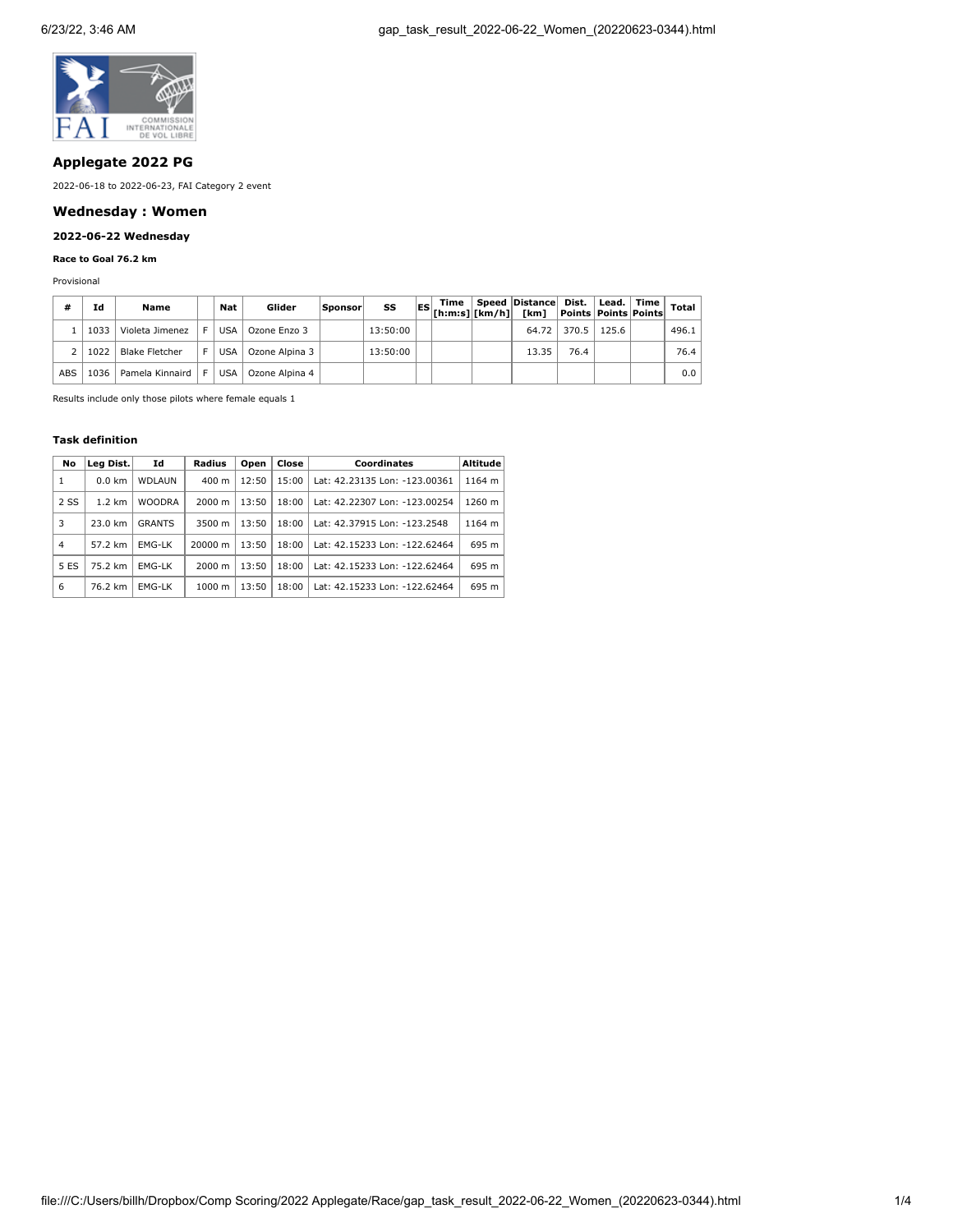## Applegate 2022 PG

2022-06-18 to 2022-06-23, FAI Category 2 event

## Wednesday : Women

### 2022-06-22 Wednesday

#### Race to Goal 76.2 km

Provisional

| # | Id | Name | | Nat | Glider | Sponsor | SS | ES | Time [h:m:s] | Speed [km/h] | Distance [km] | Dist. Points | Lead. Points | Time Points | Total |
|---|---|---|---|---|---|---|---|---|---|---|---|---|---|---|---|
| 1 | 1033 | Violeta Jimenez | F | USA | Ozone Enzo 3 | | 13:50:00 | | | | 64.72 | 370.5 | 125.6 | | 496.1 |
| 2 | 1022 | Blake Fletcher | F | USA | Ozone Alpina 3 | | 13:50:00 | | | | 13.35 | 76.4 | | | 76.4 |
| ABS | 1036 | Pamela Kinnaird | F | USA | Ozone Alpina 4 | | | | | | | | | | 0.0 |

Results include only those pilots where female equals 1

#### Task definition

| No | Leg Dist. | Id | Radius | Open | Close | Coordinates | Altitude |
|---|---|---|---|---|---|---|---|
| 1 | 0.0 km | WDLAUN | 400 m | 12:50 | 15:00 | Lat: 42.23135 Lon: -123.00361 | 1164 m |
| 2 SS | 1.2 km | WOODRA | 2000 m | 13:50 | 18:00 | Lat: 42.22307 Lon: -123.00254 | 1260 m |
| 3 | 23.0 km | GRANTS | 3500 m | 13:50 | 18:00 | Lat: 42.37915 Lon: -123.2548 | 1164 m |
| 4 | 57.2 km | EMG-LK | 20000 m | 13:50 | 18:00 | Lat: 42.15233 Lon: -122.62464 | 695 m |
| 5 ES | 75.2 km | EMG-LK | 2000 m | 13:50 | 18:00 | Lat: 42.15233 Lon: -122.62464 | 695 m |
| 6 | 76.2 km | EMG-LK | 1000 m | 13:50 | 18:00 | Lat: 42.15233 Lon: -122.62464 | 695 m |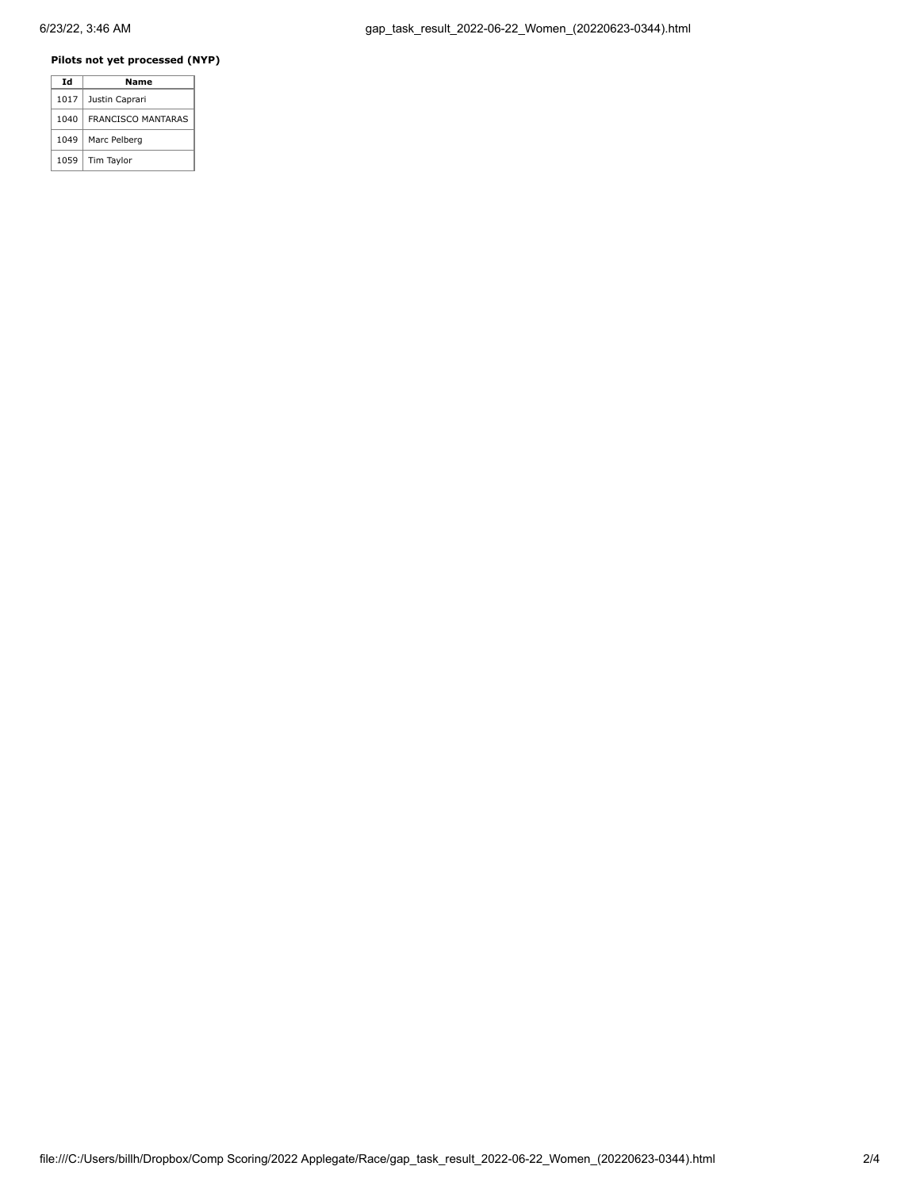**Pilots not yet processed (NYP)**

| Id | Name |
|---|---|
| 1017 | Justin Caprari |
| 1040 | FRANCISCO MANTARAS |
| 1049 | Marc Pelberg |
| 1059 | Tim Taylor |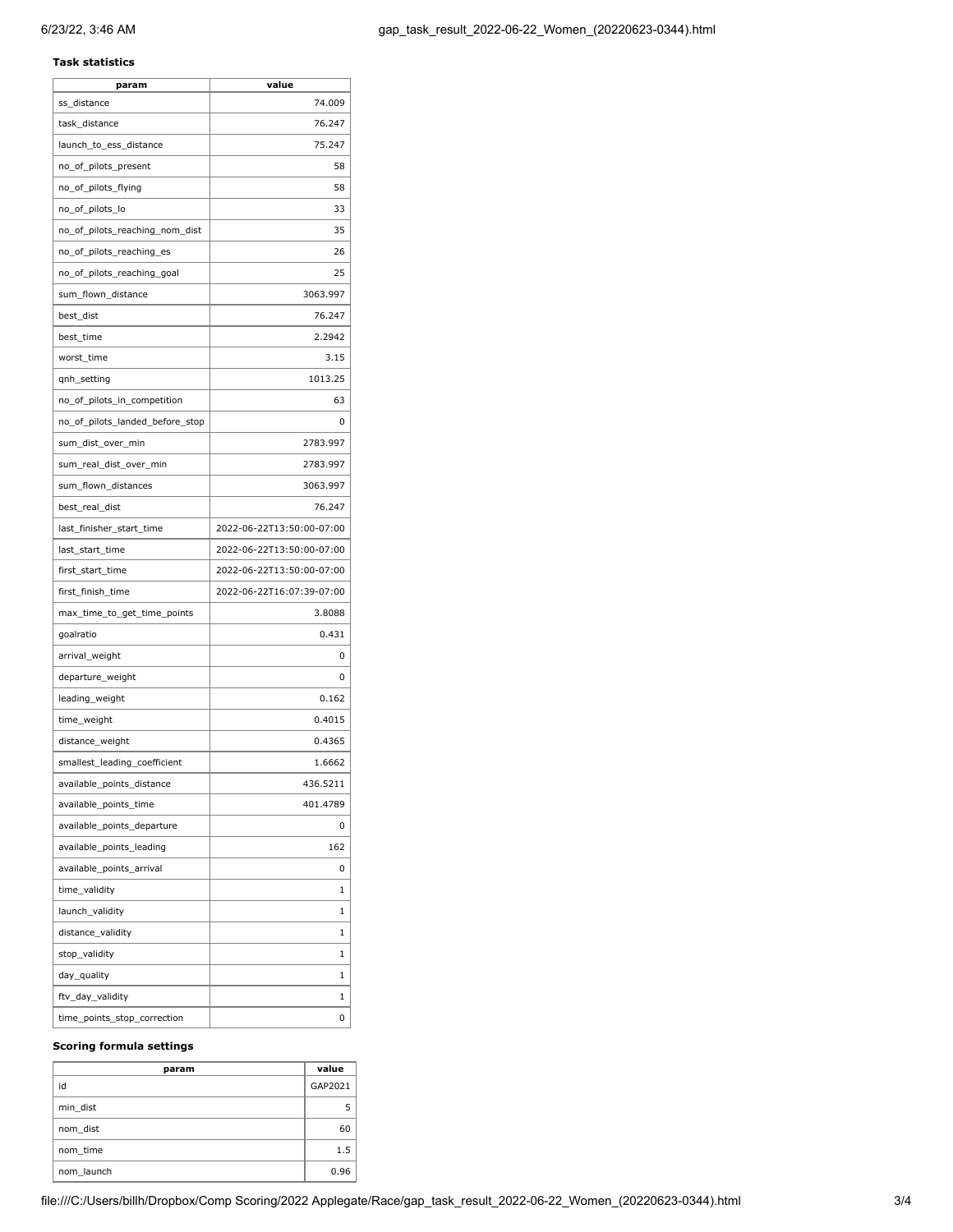**Task statistics**

| param | value |
| --- | --- |
| ss_distance | 74.009 |
| task_distance | 76.247 |
| launch_to_ess_distance | 75.247 |
| no_of_pilots_present | 58 |
| no_of_pilots_flying | 58 |
| no_of_pilots_lo | 33 |
| no_of_pilots_reaching_nom_dist | 35 |
| no_of_pilots_reaching_es | 26 |
| no_of_pilots_reaching_goal | 25 |
| sum_flown_distance | 3063.997 |
| best_dist | 76.247 |
| best_time | 2.2942 |
| worst_time | 3.15 |
| qnh_setting | 1013.25 |
| no_of_pilots_in_competition | 63 |
| no_of_pilots_landed_before_stop | 0 |
| sum_dist_over_min | 2783.997 |
| sum_real_dist_over_min | 2783.997 |
| sum_flown_distances | 3063.997 |
| best_real_dist | 76.247 |
| last_finisher_start_time | 2022-06-22T13:50:00-07:00 |
| last_start_time | 2022-06-22T13:50:00-07:00 |
| first_start_time | 2022-06-22T13:50:00-07:00 |
| first_finish_time | 2022-06-22T16:07:39-07:00 |
| max_time_to_get_time_points | 3.8088 |
| goalratio | 0.431 |
| arrival_weight | 0 |
| departure_weight | 0 |
| leading_weight | 0.162 |
| time_weight | 0.4015 |
| distance_weight | 0.4365 |
| smallest_leading_coefficient | 1.6662 |
| available_points_distance | 436.5211 |
| available_points_time | 401.4789 |
| available_points_departure | 0 |
| available_points_leading | 162 |
| available_points_arrival | 0 |
| time_validity | 1 |
| launch_validity | 1 |
| distance_validity | 1 |
| stop_validity | 1 |
| day_quality | 1 |
| ftv_day_validity | 1 |
| time_points_stop_correction | 0 |

**Scoring formula settings**

| param | value |
| --- | --- |
| id | GAP2021 |
| min_dist | 5 |
| nom_dist | 60 |
| nom_time | 1.5 |
| nom_launch | 0.96 |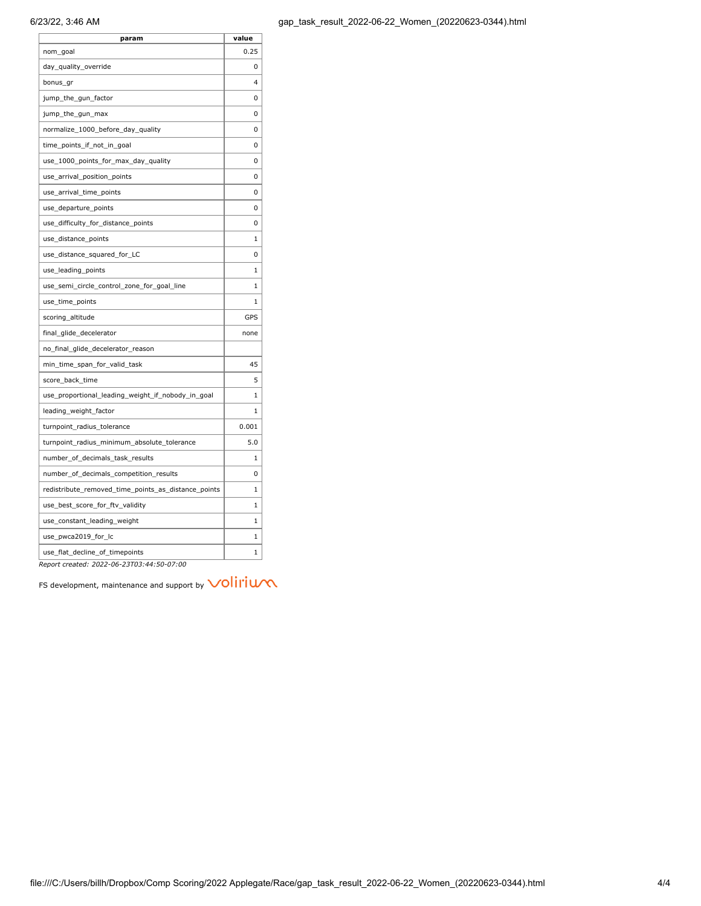| param | value |
|---|---|
| nom_goal | 0.25 |
| day_quality_override | 0 |
| bonus_gr | 4 |
| jump_the_gun_factor | 0 |
| jump_the_gun_max | 0 |
| normalize_1000_before_day_quality | 0 |
| time_points_if_not_in_goal | 0 |
| use_1000_points_for_max_day_quality | 0 |
| use_arrival_position_points | 0 |
| use_arrival_time_points | 0 |
| use_departure_points | 0 |
| use_difficulty_for_distance_points | 0 |
| use_distance_points | 1 |
| use_distance_squared_for_LC | 0 |
| use_leading_points | 1 |
| use_semi_circle_control_zone_for_goal_line | 1 |
| use_time_points | 1 |
| scoring_altitude | GPS |
| final_glide_decelerator | none |
| no_final_glide_decelerator_reason | |
| min_time_span_for_valid_task | 45 |
| score_back_time | 5 |
| use_proportional_leading_weight_if_nobody_in_goal | 1 |
| leading_weight_factor | 1 |
| turnpoint_radius_tolerance | 0.001 |
| turnpoint_radius_minimum_absolute_tolerance | 5.0 |
| number_of_decimals_task_results | 1 |
| number_of_decimals_competition_results | 0 |
| redistribute_removed_time_points_as_distance_points | 1 |
| use_best_score_for_ftv_validity | 1 |
| use_constant_leading_weight | 1 |
| use_pwca2019_for_lc | 1 |
| use_flat_decline_of_timepoints | 1 |

*Report created: 2022-06-23T03:44:50-07:00*

FS development, maintenance and support by volirium